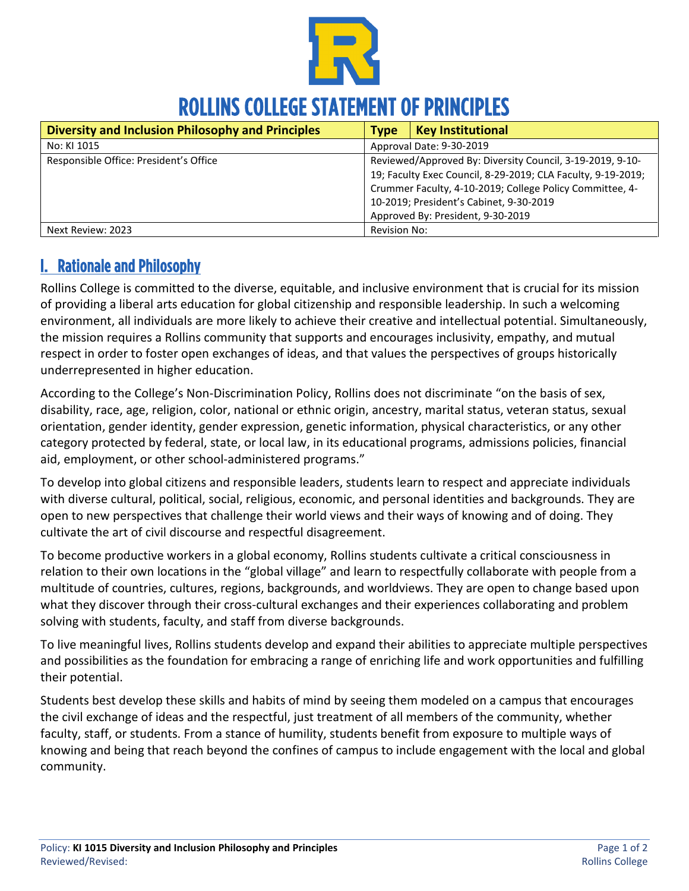# ROLLINS COLLEGE STATEMENT OF PRINCIPLES

| **Diversity and Inclusion Philosophy and Principles** | **Type** | **Key Institutional** |
|---|---|---|
| No: KI 1015 | Approval Date: 9-30-2019 | |
| Responsible Office: President's Office | Reviewed/Approved By: Diversity Council, 3-19-2019, 9-10-19; Faculty Exec Council, 8-29-2019; CLA Faculty, 9-19-2019; Crummer Faculty, 4-10-2019; College Policy Committee, 4-10-2019; President's Cabinet, 9-30-2019<br>Approved By: President, 9-30-2019 | |
| Next Review: 2023 | Revision No: | |

## I. Rationale and Philosophy

Rollins College is committed to the diverse, equitable, and inclusive environment that is crucial for its mission of providing a liberal arts education for global citizenship and responsible leadership. In such a welcoming environment, all individuals are more likely to achieve their creative and intellectual potential. Simultaneously, the mission requires a Rollins community that supports and encourages inclusivity, empathy, and mutual respect in order to foster open exchanges of ideas, and that values the perspectives of groups historically underrepresented in higher education.

According to the College's Non-Discrimination Policy, Rollins does not discriminate "on the basis of sex, disability, race, age, religion, color, national or ethnic origin, ancestry, marital status, veteran status, sexual orientation, gender identity, gender expression, genetic information, physical characteristics, or any other category protected by federal, state, or local law, in its educational programs, admissions policies, financial aid, employment, or other school-administered programs."

To develop into global citizens and responsible leaders, students learn to respect and appreciate individuals with diverse cultural, political, social, religious, economic, and personal identities and backgrounds. They are open to new perspectives that challenge their world views and their ways of knowing and of doing. They cultivate the art of civil discourse and respectful disagreement.

To become productive workers in a global economy, Rollins students cultivate a critical consciousness in relation to their own locations in the "global village" and learn to respectfully collaborate with people from a multitude of countries, cultures, regions, backgrounds, and worldviews. They are open to change based upon what they discover through their cross-cultural exchanges and their experiences collaborating and problem solving with students, faculty, and staff from diverse backgrounds.

To live meaningful lives, Rollins students develop and expand their abilities to appreciate multiple perspectives and possibilities as the foundation for embracing a range of enriching life and work opportunities and fulfilling their potential.

Students best develop these skills and habits of mind by seeing them modeled on a campus that encourages the civil exchange of ideas and the respectful, just treatment of all members of the community, whether faculty, staff, or students. From a stance of humility, students benefit from exposure to multiple ways of knowing and being that reach beyond the confines of campus to include engagement with the local and global community.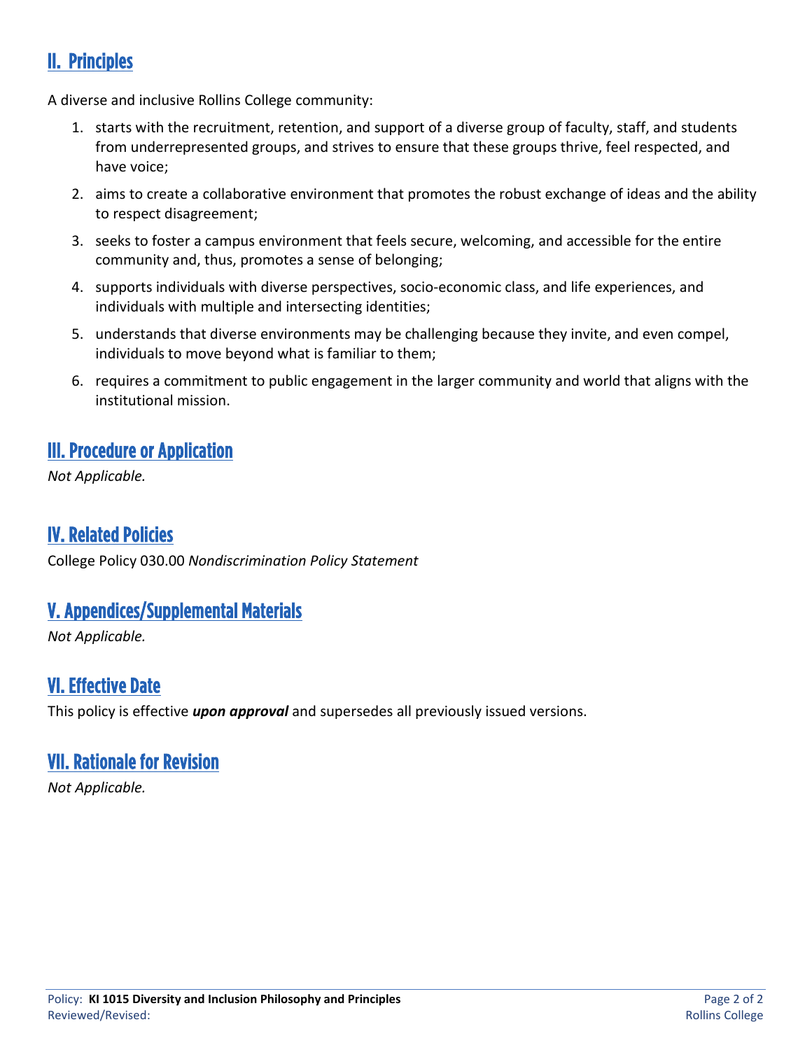## II. Principles

A diverse and inclusive Rollins College community:

1. starts with the recruitment, retention, and support of a diverse group of faculty, staff, and students from underrepresented groups, and strives to ensure that these groups thrive, feel respected, and have voice;
2. aims to create a collaborative environment that promotes the robust exchange of ideas and the ability to respect disagreement;
3. seeks to foster a campus environment that feels secure, welcoming, and accessible for the entire community and, thus, promotes a sense of belonging;
4. supports individuals with diverse perspectives, socio-economic class, and life experiences, and individuals with multiple and intersecting identities;
5. understands that diverse environments may be challenging because they invite, and even compel, individuals to move beyond what is familiar to them;
6. requires a commitment to public engagement in the larger community and world that aligns with the institutional mission.

## III. Procedure or Application

*Not Applicable.*

## IV. Related Policies

College Policy 030.00 *Nondiscrimination Policy Statement*

## V. Appendices/Supplemental Materials

*Not Applicable.*

## VI. Effective Date

This policy is effective ***upon approval*** and supersedes all previously issued versions.

## VII. Rationale for Revision

*Not Applicable.*